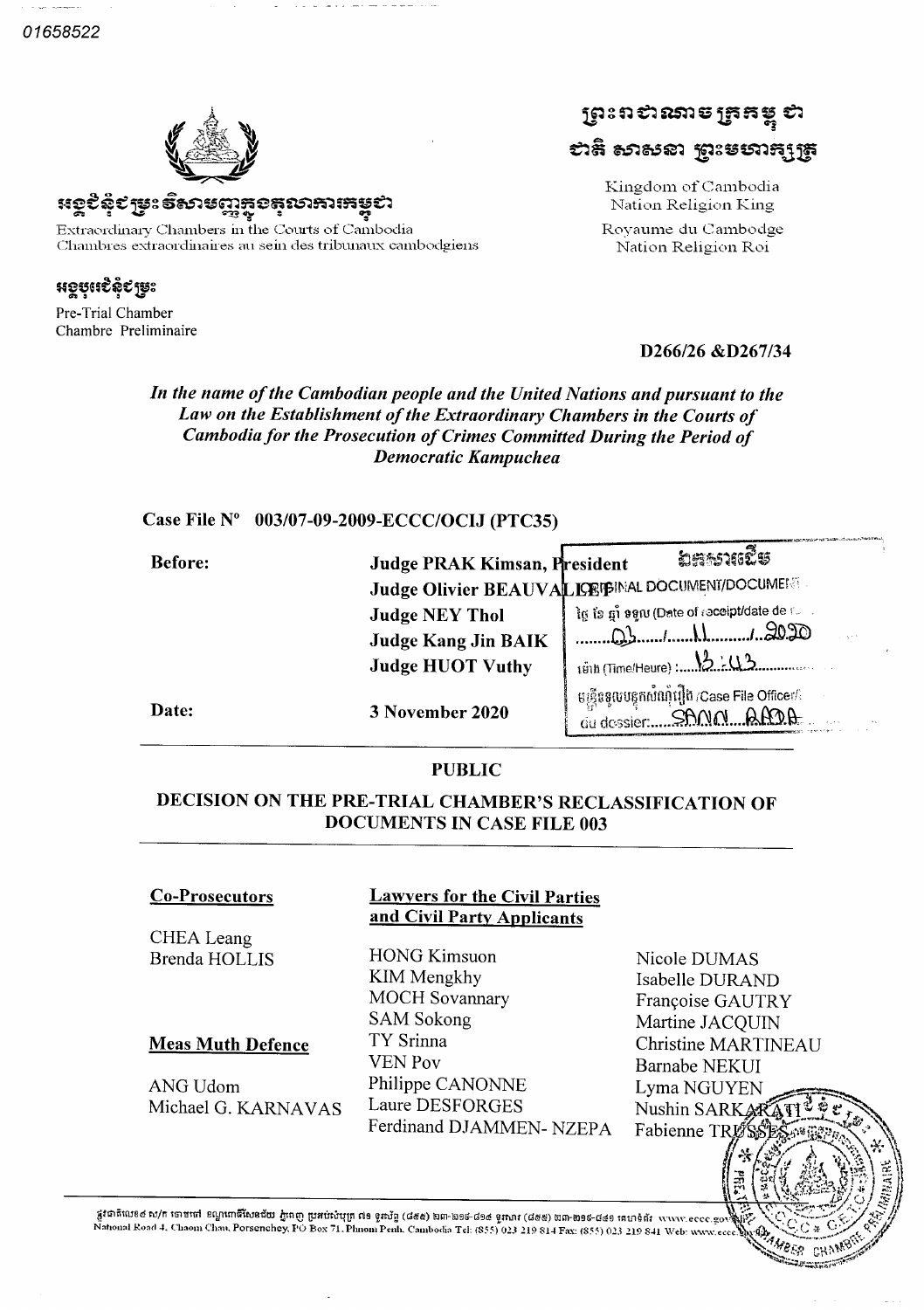01658522

អង្គជំនុំជម្រះវិសាមញ្ញក្នុងតុលាការកម្ពុជា

Extraordinary Chambers in the Courts of Cambodia
Chambres extraordinaires au sein des tribunaux cambodgiens

អង្គបុរេជំនុំជម្រះ

Pre-Trial Chamber
Chambre Préliminaire

ព្រះរាជាណាចក្រកម្ពុជា
ជាតិ សាសនា ព្រះមហាក្សត្រ

Kingdom of Cambodia
Nation Religion King

Royaume du Cambodge
Nation Religion Roi

D266/26 &D267/34

*In the name of the Cambodian people and the United Nations and pursuant to the Law on the Establishment of the Extraordinary Chambers in the Courts of Cambodia for the Prosecution of Crimes Committed During the Period of Democratic Kampuchea*

**Case File N° 003/07-09-2009-ECCC/OCIJ (PTC35)**

| | |
|---|---|
| **Before:** | **Judge PRAK Kimsan, President** |
| | **Judge Olivier BEAUVALLET** |
| | **Judge NEY Thol** |
| | **Judge Kang Jin BAIK** |
| | **Judge HUOT Vuthy** |
| **Date:** | **3 November 2020** |

ឯកសារដើម
ORIGINAL DOCUMENT/DOCUMENT ORIGINAL
ថ្ងៃ ខែ ឆ្នាំ ទទួល (Date of receipt/date de reception): 03 / 11 / 2020
ម៉ោង (Time/Heure): 13:43
មន្ត្រីទទួលបន្ទុកសំណុំរឿង /Case File Officer/L'agent chargé du dossier: SANN RADA

**PUBLIC**

## DECISION ON THE PRE-TRIAL CHAMBER'S RECLASSIFICATION OF DOCUMENTS IN CASE FILE 003

**Co-Prosecutors**

CHEA Leang
Brenda HOLLIS

**Meas Muth Defence**

ANG Udom
Michael G. KARNAVAS

**Lawyers for the Civil Parties and Civil Party Applicants**

HONG Kimsuon
KIM Mengkhy
MOCH Sovannary
SAM Sokong
TY Srinna
VEN Pov
Philippe CANONNE
Laure DESFORGES
Ferdinand DJAMMEN- NZEPA
Nicole DUMAS
Isabelle DURAND
Françoise GAUTRY
Martine JACQUIN
Christine MARTINEAU
Barnabe NEKUI
Lyma NGUYEN
Nushin SARKARATI
Fabienne TRUSSES

National Road 4, Chaom Chau, Porsenchey, PO Box 71, Phnom Penh, Cambodia Tel: (855) 023 219 814 Fax: (855) 023 219 841 Web: www.eccc.gov.kh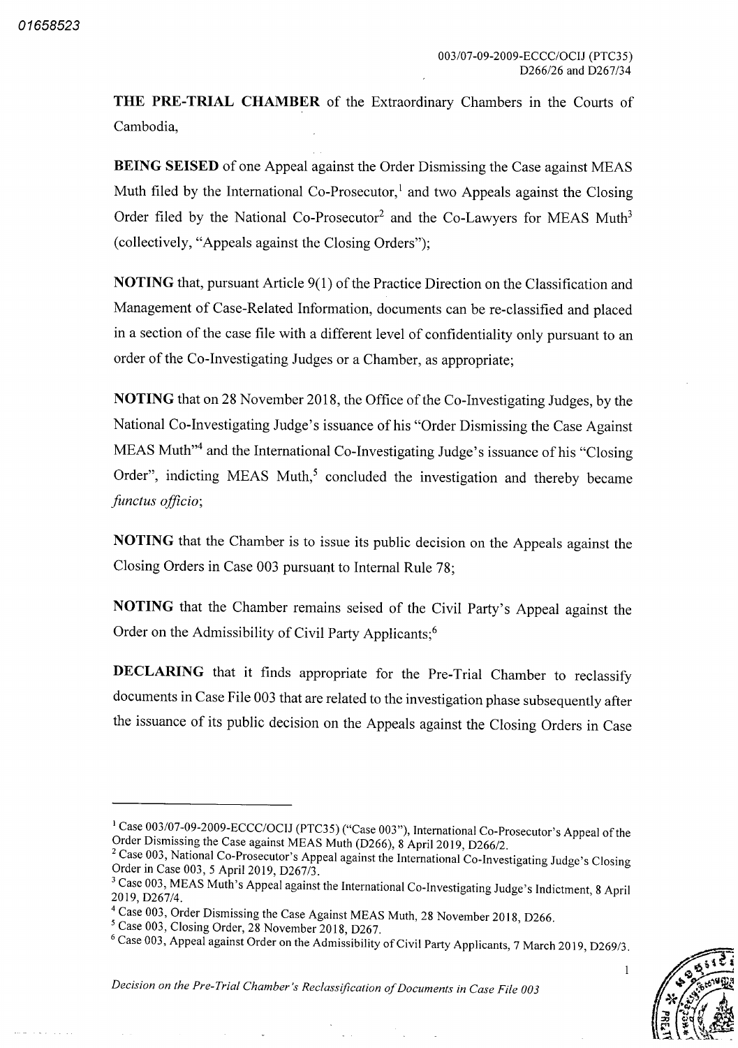**THE PRE-TRIAL CHAMBER** of the Extraordinary Chambers in the Courts of Cambodia,

**BEING SEISED** of one Appeal against the Order Dismissing the Case against MEAS Muth filed by the International Co-Prosecutor,[1] and two Appeals against the Closing Order filed by the National Co-Prosecutor[2] and the Co-Lawyers for MEAS Muth[3] (collectively, "Appeals against the Closing Orders");

**NOTING** that, pursuant Article 9(1) of the Practice Direction on the Classification and Management of Case-Related Information, documents can be re-classified and placed in a section of the case file with a different level of confidentiality only pursuant to an order of the Co-Investigating Judges or a Chamber, as appropriate;

**NOTING** that on 28 November 2018, the Office of the Co-Investigating Judges, by the National Co-Investigating Judge's issuance of his "Order Dismissing the Case Against MEAS Muth"[4] and the International Co-Investigating Judge's issuance of his "Closing Order", indicting MEAS Muth,[5] concluded the investigation and thereby became *functus officio*;

**NOTING** that the Chamber is to issue its public decision on the Appeals against the Closing Orders in Case 003 pursuant to Internal Rule 78;

**NOTING** that the Chamber remains seised of the Civil Party's Appeal against the Order on the Admissibility of Civil Party Applicants;[6]

**DECLARING** that it finds appropriate for the Pre-Trial Chamber to reclassify documents in Case File 003 that are related to the investigation phase subsequently after the issuance of its public decision on the Appeals against the Closing Orders in Case

---

[1] Case 003/07-09-2009-ECCC/OCIJ (PTC35) ("Case 003"), International Co-Prosecutor's Appeal of the Order Dismissing the Case against MEAS Muth (D266), 8 April 2019, D266/2.

[2] Case 003, National Co-Prosecutor's Appeal against the International Co-Investigating Judge's Closing Order in Case 003, 5 April 2019, D267/3.

[3] Case 003, MEAS Muth's Appeal against the International Co-Investigating Judge's Indictment, 8 April 2019, D267/4.

[4] Case 003, Order Dismissing the Case Against MEAS Muth, 28 November 2018, D266.

[5] Case 003, Closing Order, 28 November 2018, D267.

[6] Case 003, Appeal against Order on the Admissibility of Civil Party Applicants, 7 March 2019, D269/3.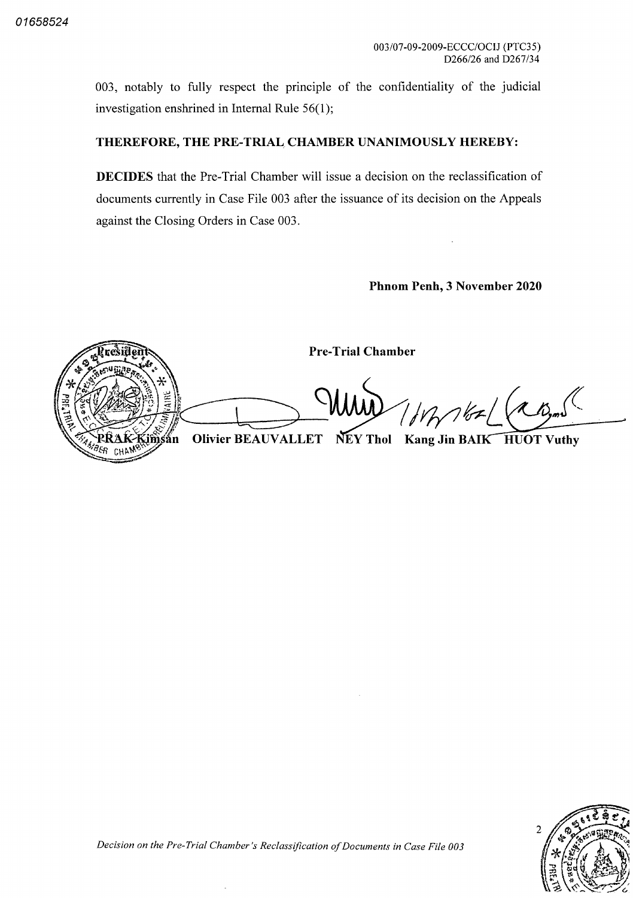003, notably to fully respect the principle of the confidentiality of the judicial investigation enshrined in Internal Rule 56(1);

**THEREFORE, THE PRE-TRIAL CHAMBER UNANIMOUSLY HEREBY:**

**DECIDES** that the Pre-Trial Chamber will issue a decision on the reclassification of documents currently in Case File 003 after the issuance of its decision on the Appeals against the Closing Orders in Case 003.

**Phnom Penh, 3 November 2020**

**Pre-Trial Chamber**

President

**PRAK Kimsan Olivier BEAUVALLET NEY Thol Kang Jin BAIK HUOT Vuthy**